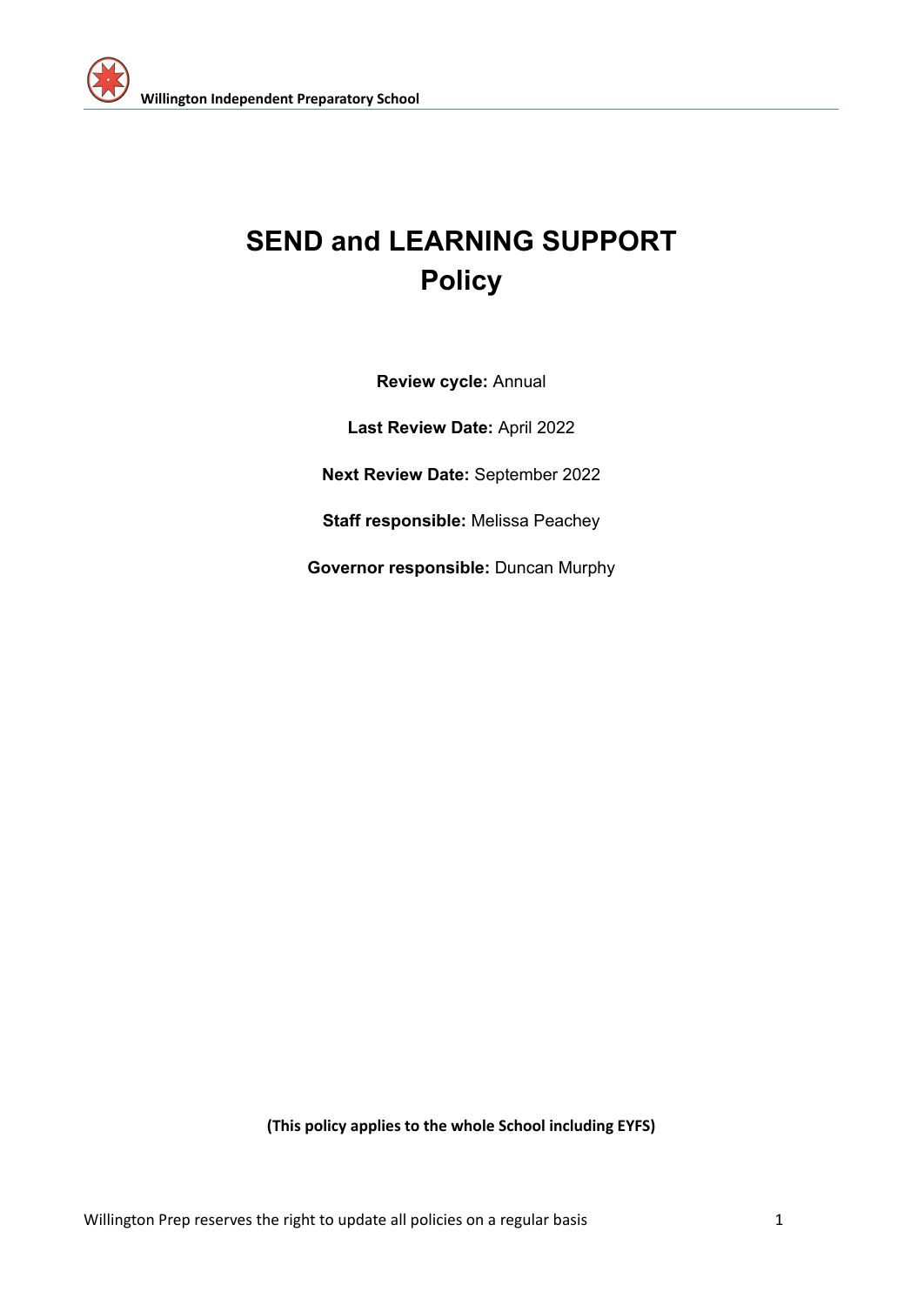# SEND and LEARNING SUPPORT Policy

**Review cycle:** Annual

**Last Review Date:** April 2022

**Next Review Date:** September 2022

**Staff responsible:** Melissa Peachey

**Governor responsible:** Duncan Murphy

**(This policy applies to the whole School including EYFS)**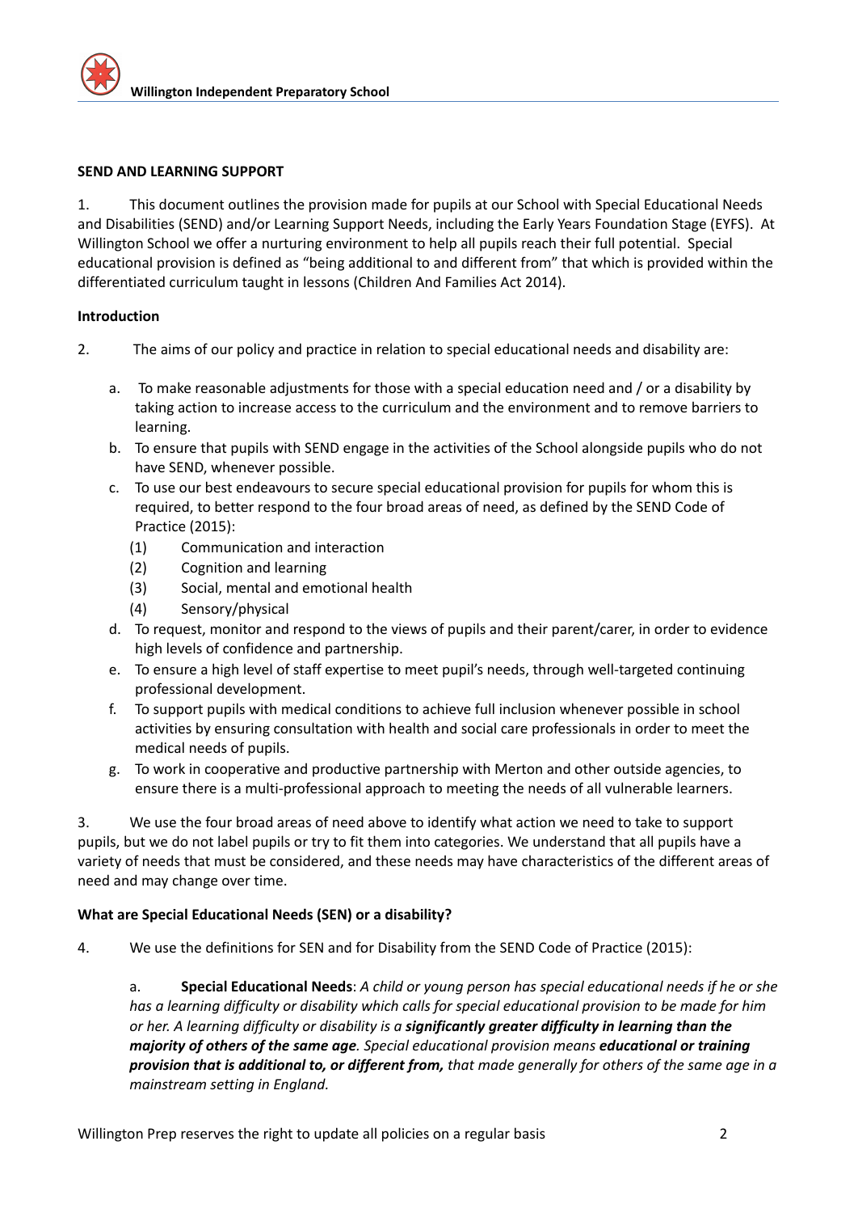**SEND AND LEARNING SUPPORT**

1. This document outlines the provision made for pupils at our School with Special Educational Needs and Disabilities (SEND) and/or Learning Support Needs, including the Early Years Foundation Stage (EYFS). At Willington School we offer a nurturing environment to help all pupils reach their full potential. Special educational provision is defined as "being additional to and different from" that which is provided within the differentiated curriculum taught in lessons (Children And Families Act 2014).

**Introduction**

2. The aims of our policy and practice in relation to special educational needs and disability are:

   a. To make reasonable adjustments for those with a special education need and / or a disability by taking action to increase access to the curriculum and the environment and to remove barriers to learning.
   b. To ensure that pupils with SEND engage in the activities of the School alongside pupils who do not have SEND, whenever possible.
   c. To use our best endeavours to secure special educational provision for pupils for whom this is required, to better respond to the four broad areas of need, as defined by the SEND Code of Practice (2015):
      (1) Communication and interaction
      (2) Cognition and learning
      (3) Social, mental and emotional health
      (4) Sensory/physical
   d. To request, monitor and respond to the views of pupils and their parent/carer, in order to evidence high levels of confidence and partnership.
   e. To ensure a high level of staff expertise to meet pupil's needs, through well-targeted continuing professional development.
   f. To support pupils with medical conditions to achieve full inclusion whenever possible in school activities by ensuring consultation with health and social care professionals in order to meet the medical needs of pupils.
   g. To work in cooperative and productive partnership with Merton and other outside agencies, to ensure there is a multi-professional approach to meeting the needs of all vulnerable learners.

3. We use the four broad areas of need above to identify what action we need to take to support pupils, but we do not label pupils or try to fit them into categories. We understand that all pupils have a variety of needs that must be considered, and these needs may have characteristics of the different areas of need and may change over time.

**What are Special Educational Needs (SEN) or a disability?**

4. We use the definitions for SEN and for Disability from the SEND Code of Practice (2015):

   a. **Special Educational Needs**: *A child or young person has special educational needs if he or she has a learning difficulty or disability which calls for special educational provision to be made for him or her. A learning difficulty or disability is a* ***significantly greater difficulty in learning than the majority of others of the same age****. Special educational provision means* ***educational or training provision that is additional to, or different from,*** *that made generally for others of the same age in a mainstream setting in England.*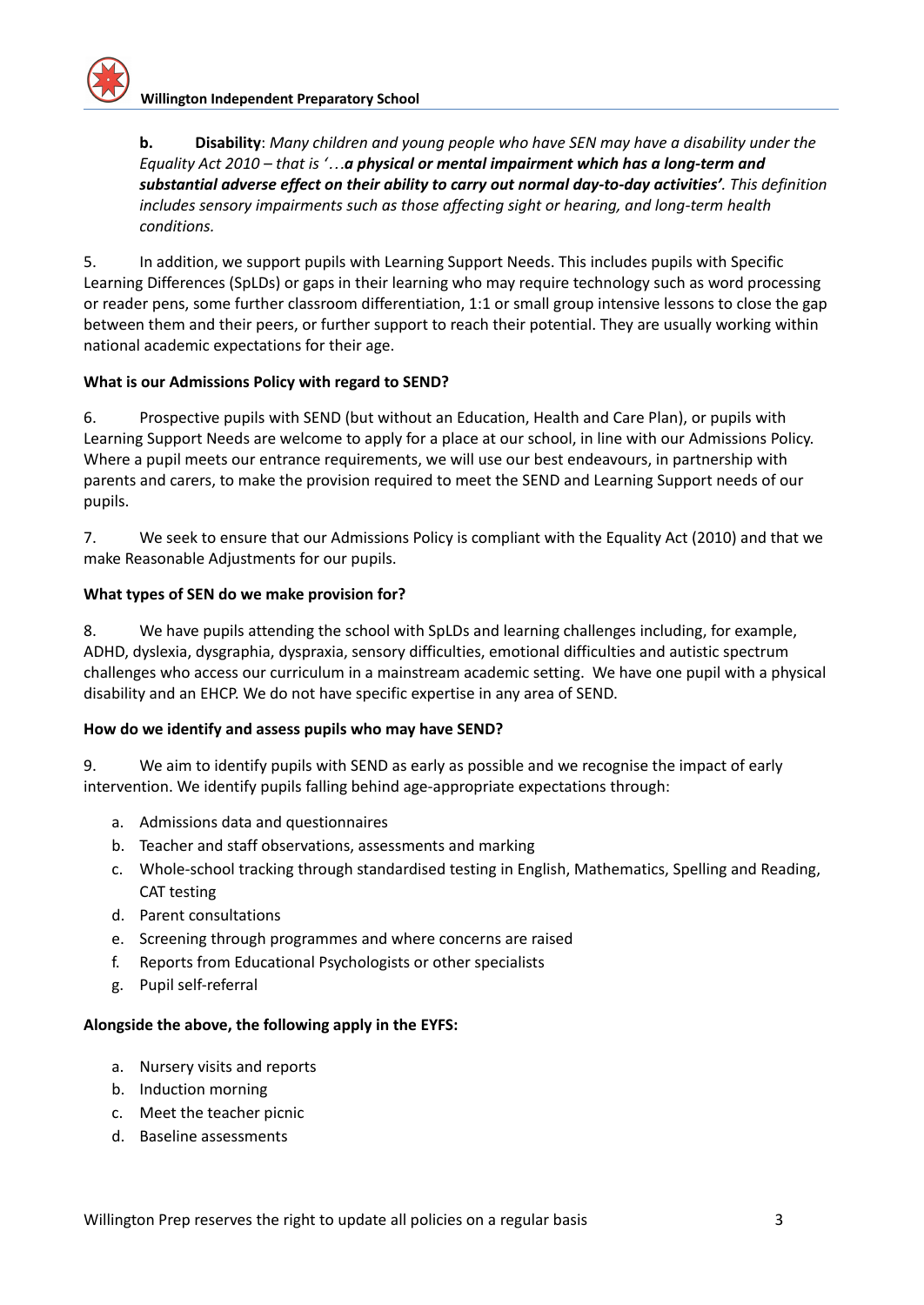**b. Disability**: *Many children and young people who have SEN may have a disability under the Equality Act 2010 – that is '…**a physical or mental impairment which has a long-term and substantial adverse effect on their ability to carry out normal day-to-day activities'**. This definition includes sensory impairments such as those affecting sight or hearing, and long-term health conditions.*

5. In addition, we support pupils with Learning Support Needs. This includes pupils with Specific Learning Differences (SpLDs) or gaps in their learning who may require technology such as word processing or reader pens, some further classroom differentiation, 1:1 or small group intensive lessons to close the gap between them and their peers, or further support to reach their potential. They are usually working within national academic expectations for their age.

**What is our Admissions Policy with regard to SEND?**

6. Prospective pupils with SEND (but without an Education, Health and Care Plan), or pupils with Learning Support Needs are welcome to apply for a place at our school, in line with our Admissions Policy. Where a pupil meets our entrance requirements, we will use our best endeavours, in partnership with parents and carers, to make the provision required to meet the SEND and Learning Support needs of our pupils.

7. We seek to ensure that our Admissions Policy is compliant with the Equality Act (2010) and that we make Reasonable Adjustments for our pupils.

**What types of SEN do we make provision for?**

8. We have pupils attending the school with SpLDs and learning challenges including, for example, ADHD, dyslexia, dysgraphia, dyspraxia, sensory difficulties, emotional difficulties and autistic spectrum challenges who access our curriculum in a mainstream academic setting. We have one pupil with a physical disability and an EHCP. We do not have specific expertise in any area of SEND.

**How do we identify and assess pupils who may have SEND?**

9. We aim to identify pupils with SEND as early as possible and we recognise the impact of early intervention. We identify pupils falling behind age-appropriate expectations through:

a. Admissions data and questionnaires
b. Teacher and staff observations, assessments and marking
c. Whole-school tracking through standardised testing in English, Mathematics, Spelling and Reading, CAT testing
d. Parent consultations
e. Screening through programmes and where concerns are raised
f. Reports from Educational Psychologists or other specialists
g. Pupil self-referral

**Alongside the above, the following apply in the EYFS:**

a. Nursery visits and reports
b. Induction morning
c. Meet the teacher picnic
d. Baseline assessments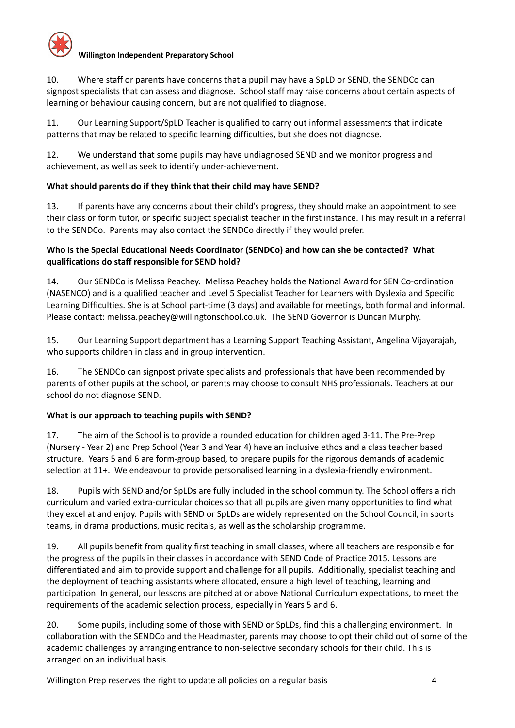10. Where staff or parents have concerns that a pupil may have a SpLD or SEND, the SENDCo can signpost specialists that can assess and diagnose. School staff may raise concerns about certain aspects of learning or behaviour causing concern, but are not qualified to diagnose.

11. Our Learning Support/SpLD Teacher is qualified to carry out informal assessments that indicate patterns that may be related to specific learning difficulties, but she does not diagnose.

12. We understand that some pupils may have undiagnosed SEND and we monitor progress and achievement, as well as seek to identify under-achievement.

**What should parents do if they think that their child may have SEND?**

13. If parents have any concerns about their child's progress, they should make an appointment to see their class or form tutor, or specific subject specialist teacher in the first instance. This may result in a referral to the SENDCo. Parents may also contact the SENDCo directly if they would prefer.

**Who is the Special Educational Needs Coordinator (SENDCo) and how can she be contacted? What qualifications do staff responsible for SEND hold?**

14. Our SENDCo is Melissa Peachey. Melissa Peachey holds the National Award for SEN Co-ordination (NASENCO) and is a qualified teacher and Level 5 Specialist Teacher for Learners with Dyslexia and Specific Learning Difficulties. She is at School part-time (3 days) and available for meetings, both formal and informal. Please contact: melissa.peachey@willingtonschool.co.uk. The SEND Governor is Duncan Murphy.

15. Our Learning Support department has a Learning Support Teaching Assistant, Angelina Vijayarajah, who supports children in class and in group intervention.

16. The SENDCo can signpost private specialists and professionals that have been recommended by parents of other pupils at the school, or parents may choose to consult NHS professionals. Teachers at our school do not diagnose SEND.

**What is our approach to teaching pupils with SEND?**

17. The aim of the School is to provide a rounded education for children aged 3-11. The Pre-Prep (Nursery - Year 2) and Prep School (Year 3 and Year 4) have an inclusive ethos and a class teacher based structure. Years 5 and 6 are form-group based, to prepare pupils for the rigorous demands of academic selection at 11+. We endeavour to provide personalised learning in a dyslexia-friendly environment.

18. Pupils with SEND and/or SpLDs are fully included in the school community. The School offers a rich curriculum and varied extra-curricular choices so that all pupils are given many opportunities to find what they excel at and enjoy. Pupils with SEND or SpLDs are widely represented on the School Council, in sports teams, in drama productions, music recitals, as well as the scholarship programme.

19. All pupils benefit from quality first teaching in small classes, where all teachers are responsible for the progress of the pupils in their classes in accordance with SEND Code of Practice 2015. Lessons are differentiated and aim to provide support and challenge for all pupils. Additionally, specialist teaching and the deployment of teaching assistants where allocated, ensure a high level of teaching, learning and participation. In general, our lessons are pitched at or above National Curriculum expectations, to meet the requirements of the academic selection process, especially in Years 5 and 6.

20. Some pupils, including some of those with SEND or SpLDs, find this a challenging environment. In collaboration with the SENDCo and the Headmaster, parents may choose to opt their child out of some of the academic challenges by arranging entrance to non-selective secondary schools for their child. This is arranged on an individual basis.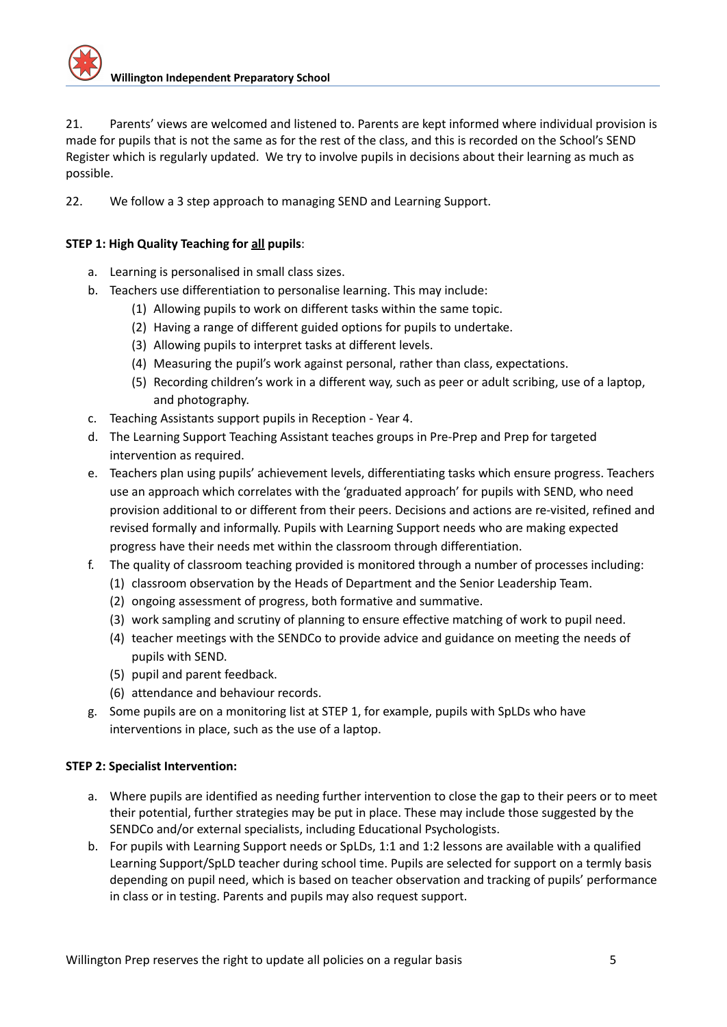21. Parents' views are welcomed and listened to. Parents are kept informed where individual provision is made for pupils that is not the same as for the rest of the class, and this is recorded on the School's SEND Register which is regularly updated. We try to involve pupils in decisions about their learning as much as possible.

22. We follow a 3 step approach to managing SEND and Learning Support.

**STEP 1: High Quality Teaching for <u>all</u> pupils**:

a. Learning is personalised in small class sizes.
b. Teachers use differentiation to personalise learning. This may include:
    (1) Allowing pupils to work on different tasks within the same topic.
    (2) Having a range of different guided options for pupils to undertake.
    (3) Allowing pupils to interpret tasks at different levels.
    (4) Measuring the pupil's work against personal, rather than class, expectations.
    (5) Recording children's work in a different way, such as peer or adult scribing, use of a laptop, and photography.
c. Teaching Assistants support pupils in Reception - Year 4.
d. The Learning Support Teaching Assistant teaches groups in Pre-Prep and Prep for targeted intervention as required.
e. Teachers plan using pupils' achievement levels, differentiating tasks which ensure progress. Teachers use an approach which correlates with the 'graduated approach' for pupils with SEND, who need provision additional to or different from their peers. Decisions and actions are re-visited, refined and revised formally and informally. Pupils with Learning Support needs who are making expected progress have their needs met within the classroom through differentiation.
f. The quality of classroom teaching provided is monitored through a number of processes including:
    (1) classroom observation by the Heads of Department and the Senior Leadership Team.
    (2) ongoing assessment of progress, both formative and summative.
    (3) work sampling and scrutiny of planning to ensure effective matching of work to pupil need.
    (4) teacher meetings with the SENDCo to provide advice and guidance on meeting the needs of pupils with SEND.
    (5) pupil and parent feedback.
    (6) attendance and behaviour records.
g. Some pupils are on a monitoring list at STEP 1, for example, pupils with SpLDs who have interventions in place, such as the use of a laptop.

**STEP 2: Specialist Intervention:**

a. Where pupils are identified as needing further intervention to close the gap to their peers or to meet their potential, further strategies may be put in place. These may include those suggested by the SENDCo and/or external specialists, including Educational Psychologists.
b. For pupils with Learning Support needs or SpLDs, 1:1 and 1:2 lessons are available with a qualified Learning Support/SpLD teacher during school time. Pupils are selected for support on a termly basis depending on pupil need, which is based on teacher observation and tracking of pupils' performance in class or in testing. Parents and pupils may also request support.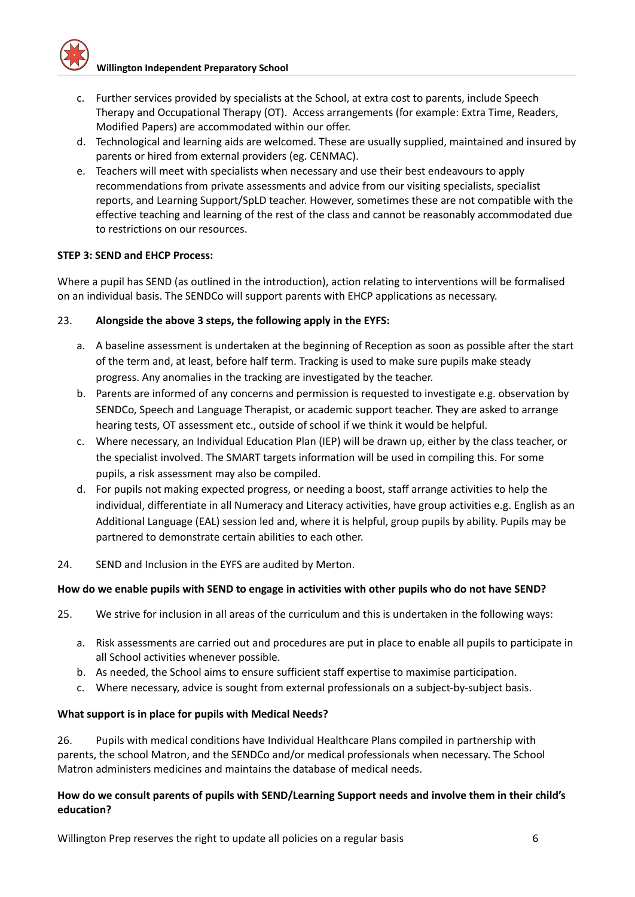c. Further services provided by specialists at the School, at extra cost to parents, include Speech Therapy and Occupational Therapy (OT). Access arrangements (for example: Extra Time, Readers, Modified Papers) are accommodated within our offer.
d. Technological and learning aids are welcomed. These are usually supplied, maintained and insured by parents or hired from external providers (eg. CENMAC).
e. Teachers will meet with specialists when necessary and use their best endeavours to apply recommendations from private assessments and advice from our visiting specialists, specialist reports, and Learning Support/SpLD teacher. However, sometimes these are not compatible with the effective teaching and learning of the rest of the class and cannot be reasonably accommodated due to restrictions on our resources.

**STEP 3: SEND and EHCP Process:**

Where a pupil has SEND (as outlined in the introduction), action relating to interventions will be formalised on an individual basis. The SENDCo will support parents with EHCP applications as necessary.

23. **Alongside the above 3 steps, the following apply in the EYFS:**

a. A baseline assessment is undertaken at the beginning of Reception as soon as possible after the start of the term and, at least, before half term. Tracking is used to make sure pupils make steady progress. Any anomalies in the tracking are investigated by the teacher.
b. Parents are informed of any concerns and permission is requested to investigate e.g. observation by SENDCo, Speech and Language Therapist, or academic support teacher. They are asked to arrange hearing tests, OT assessment etc., outside of school if we think it would be helpful.
c. Where necessary, an Individual Education Plan (IEP) will be drawn up, either by the class teacher, or the specialist involved. The SMART targets information will be used in compiling this. For some pupils, a risk assessment may also be compiled.
d. For pupils not making expected progress, or needing a boost, staff arrange activities to help the individual, differentiate in all Numeracy and Literacy activities, have group activities e.g. English as an Additional Language (EAL) session led and, where it is helpful, group pupils by ability. Pupils may be partnered to demonstrate certain abilities to each other.

24. SEND and Inclusion in the EYFS are audited by Merton.

**How do we enable pupils with SEND to engage in activities with other pupils who do not have SEND?**

25. We strive for inclusion in all areas of the curriculum and this is undertaken in the following ways:

a. Risk assessments are carried out and procedures are put in place to enable all pupils to participate in all School activities whenever possible.
b. As needed, the School aims to ensure sufficient staff expertise to maximise participation.
c. Where necessary, advice is sought from external professionals on a subject-by-subject basis.

**What support is in place for pupils with Medical Needs?**

26. Pupils with medical conditions have Individual Healthcare Plans compiled in partnership with parents, the school Matron, and the SENDCo and/or medical professionals when necessary. The School Matron administers medicines and maintains the database of medical needs.

**How do we consult parents of pupils with SEND/Learning Support needs and involve them in their child's education?**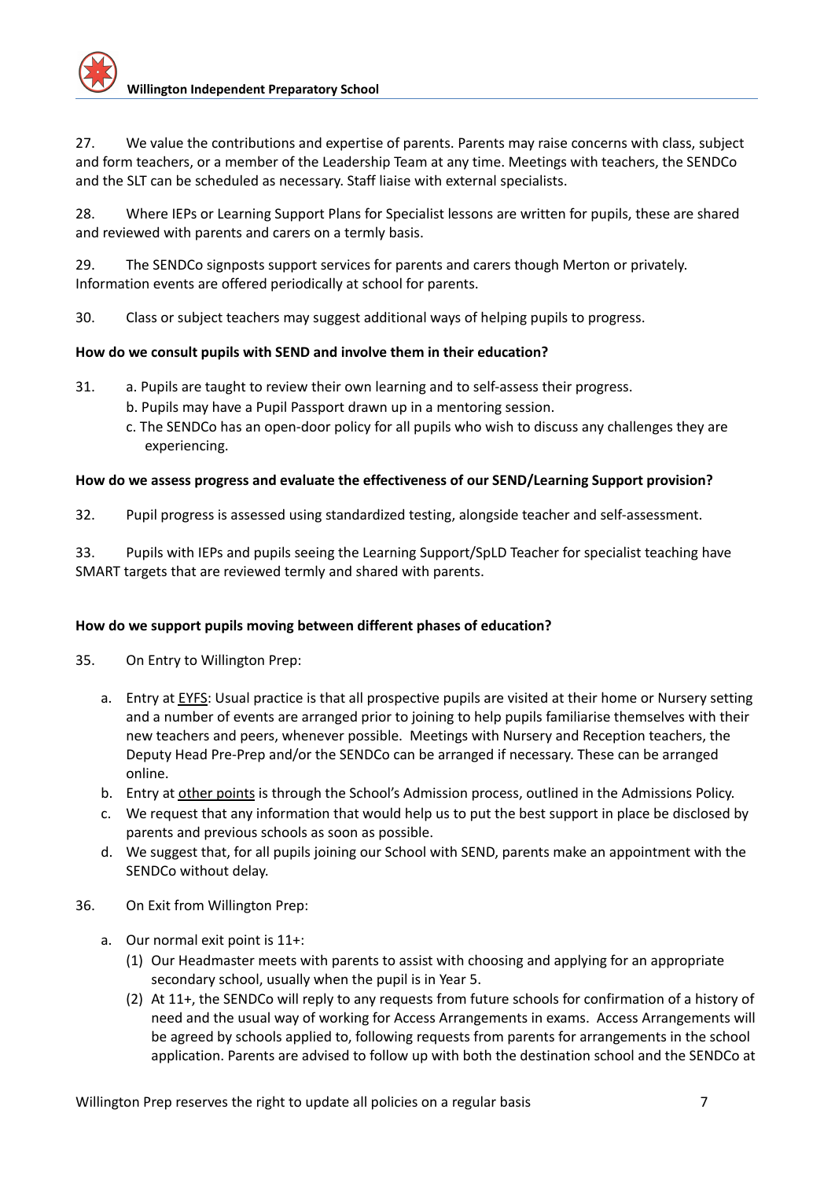27. We value the contributions and expertise of parents. Parents may raise concerns with class, subject and form teachers, or a member of the Leadership Team at any time. Meetings with teachers, the SENDCo and the SLT can be scheduled as necessary. Staff liaise with external specialists.

28. Where IEPs or Learning Support Plans for Specialist lessons are written for pupils, these are shared and reviewed with parents and carers on a termly basis.

29. The SENDCo signposts support services for parents and carers though Merton or privately. Information events are offered periodically at school for parents.

30. Class or subject teachers may suggest additional ways of helping pupils to progress.

**How do we consult pupils with SEND and involve them in their education?**

31.
   a. Pupils are taught to review their own learning and to self-assess their progress.
   b. Pupils may have a Pupil Passport drawn up in a mentoring session.
   c. The SENDCo has an open-door policy for all pupils who wish to discuss any challenges they are experiencing.

**How do we assess progress and evaluate the effectiveness of our SEND/Learning Support provision?**

32. Pupil progress is assessed using standardized testing, alongside teacher and self-assessment.

33. Pupils with IEPs and pupils seeing the Learning Support/SpLD Teacher for specialist teaching have SMART targets that are reviewed termly and shared with parents.

**How do we support pupils moving between different phases of education?**

35. On Entry to Willington Prep:

   a. Entry at <u>EYFS</u>: Usual practice is that all prospective pupils are visited at their home or Nursery setting and a number of events are arranged prior to joining to help pupils familiarise themselves with their new teachers and peers, whenever possible. Meetings with Nursery and Reception teachers, the Deputy Head Pre-Prep and/or the SENDCo can be arranged if necessary. These can be arranged online.
   b. Entry at <u>other points</u> is through the School's Admission process, outlined in the Admissions Policy.
   c. We request that any information that would help us to put the best support in place be disclosed by parents and previous schools as soon as possible.
   d. We suggest that, for all pupils joining our School with SEND, parents make an appointment with the SENDCo without delay.

36. On Exit from Willington Prep:

   a. Our normal exit point is 11+:
      (1) Our Headmaster meets with parents to assist with choosing and applying for an appropriate secondary school, usually when the pupil is in Year 5.
      (2) At 11+, the SENDCo will reply to any requests from future schools for confirmation of a history of need and the usual way of working for Access Arrangements in exams. Access Arrangements will be agreed by schools applied to, following requests from parents for arrangements in the school application. Parents are advised to follow up with both the destination school and the SENDCo at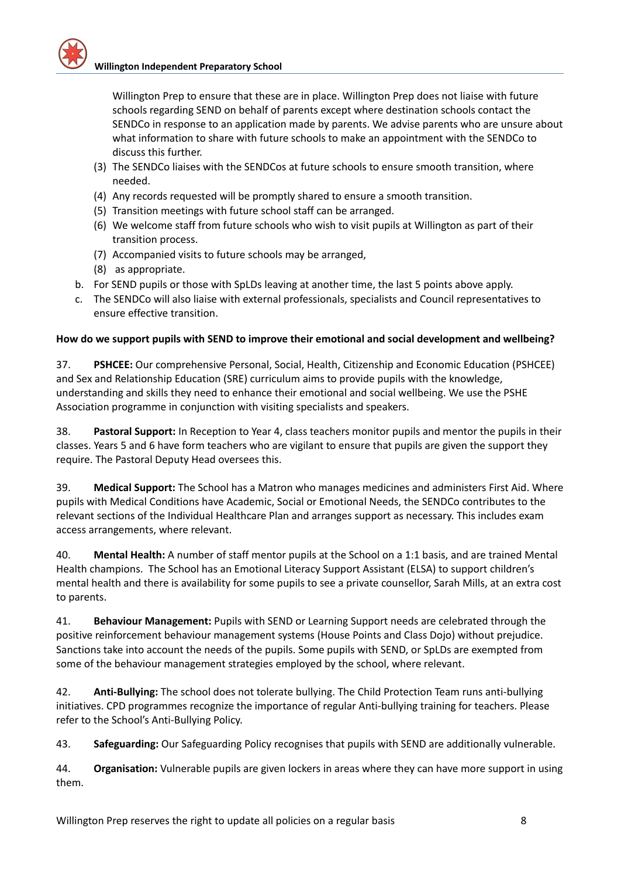Willington Prep to ensure that these are in place. Willington Prep does not liaise with future schools regarding SEND on behalf of parents except where destination schools contact the SENDCo in response to an application made by parents. We advise parents who are unsure about what information to share with future schools to make an appointment with the SENDCo to discuss this further.

(3) The SENDCo liaises with the SENDCos at future schools to ensure smooth transition, where needed.

(4) Any records requested will be promptly shared to ensure a smooth transition.

(5) Transition meetings with future school staff can be arranged.

(6) We welcome staff from future schools who wish to visit pupils at Willington as part of their transition process.

(7) Accompanied visits to future schools may be arranged,

(8) as appropriate.

b. For SEND pupils or those with SpLDs leaving at another time, the last 5 points above apply.

c. The SENDCo will also liaise with external professionals, specialists and Council representatives to ensure effective transition.

**How do we support pupils with SEND to improve their emotional and social development and wellbeing?**

37. **PSHCEE:** Our comprehensive Personal, Social, Health, Citizenship and Economic Education (PSHCEE) and Sex and Relationship Education (SRE) curriculum aims to provide pupils with the knowledge, understanding and skills they need to enhance their emotional and social wellbeing. We use the PSHE Association programme in conjunction with visiting specialists and speakers.

38. **Pastoral Support:** In Reception to Year 4, class teachers monitor pupils and mentor the pupils in their classes. Years 5 and 6 have form teachers who are vigilant to ensure that pupils are given the support they require. The Pastoral Deputy Head oversees this.

39. **Medical Support:** The School has a Matron who manages medicines and administers First Aid. Where pupils with Medical Conditions have Academic, Social or Emotional Needs, the SENDCo contributes to the relevant sections of the Individual Healthcare Plan and arranges support as necessary. This includes exam access arrangements, where relevant.

40. **Mental Health:** A number of staff mentor pupils at the School on a 1:1 basis, and are trained Mental Health champions. The School has an Emotional Literacy Support Assistant (ELSA) to support children's mental health and there is availability for some pupils to see a private counsellor, Sarah Mills, at an extra cost to parents.

41. **Behaviour Management:** Pupils with SEND or Learning Support needs are celebrated through the positive reinforcement behaviour management systems (House Points and Class Dojo) without prejudice. Sanctions take into account the needs of the pupils. Some pupils with SEND, or SpLDs are exempted from some of the behaviour management strategies employed by the school, where relevant.

42. **Anti-Bullying:** The school does not tolerate bullying. The Child Protection Team runs anti-bullying initiatives. CPD programmes recognize the importance of regular Anti-bullying training for teachers. Please refer to the School's Anti-Bullying Policy.

43. **Safeguarding:** Our Safeguarding Policy recognises that pupils with SEND are additionally vulnerable.

44. **Organisation:** Vulnerable pupils are given lockers in areas where they can have more support in using them.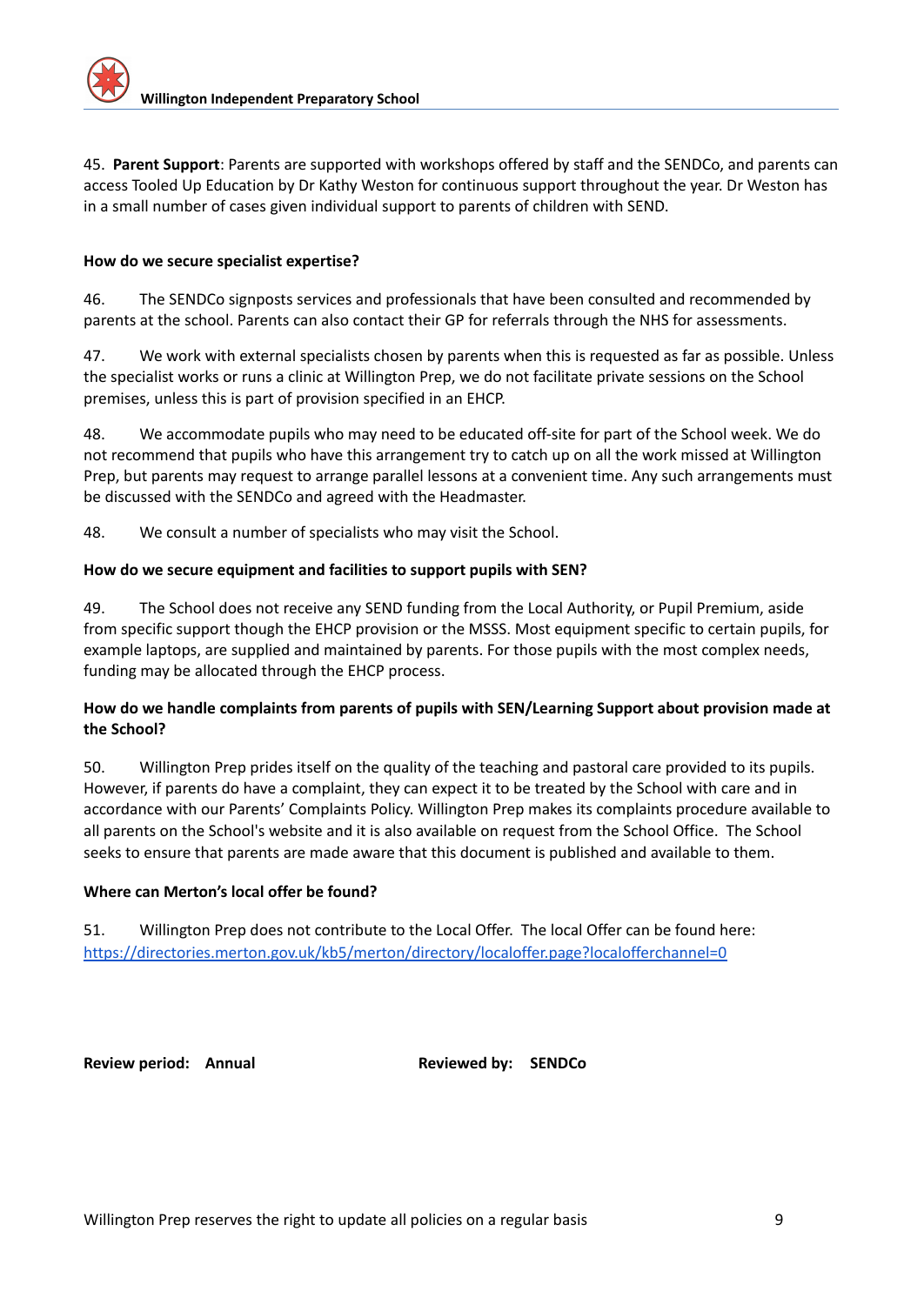45. **Parent Support**: Parents are supported with workshops offered by staff and the SENDCo, and parents can access Tooled Up Education by Dr Kathy Weston for continuous support throughout the year. Dr Weston has in a small number of cases given individual support to parents of children with SEND.

**How do we secure specialist expertise?**

46. The SENDCo signposts services and professionals that have been consulted and recommended by parents at the school. Parents can also contact their GP for referrals through the NHS for assessments.

47. We work with external specialists chosen by parents when this is requested as far as possible. Unless the specialist works or runs a clinic at Willington Prep, we do not facilitate private sessions on the School premises, unless this is part of provision specified in an EHCP.

48. We accommodate pupils who may need to be educated off-site for part of the School week. We do not recommend that pupils who have this arrangement try to catch up on all the work missed at Willington Prep, but parents may request to arrange parallel lessons at a convenient time. Any such arrangements must be discussed with the SENDCo and agreed with the Headmaster.

48. We consult a number of specialists who may visit the School.

**How do we secure equipment and facilities to support pupils with SEN?**

49. The School does not receive any SEND funding from the Local Authority, or Pupil Premium, aside from specific support though the EHCP provision or the MSSS. Most equipment specific to certain pupils, for example laptops, are supplied and maintained by parents. For those pupils with the most complex needs, funding may be allocated through the EHCP process.

**How do we handle complaints from parents of pupils with SEN/Learning Support about provision made at the School?**

50. Willington Prep prides itself on the quality of the teaching and pastoral care provided to its pupils. However, if parents do have a complaint, they can expect it to be treated by the School with care and in accordance with our Parents' Complaints Policy. Willington Prep makes its complaints procedure available to all parents on the School's website and it is also available on request from the School Office. The School seeks to ensure that parents are made aware that this document is published and available to them.

**Where can Merton's local offer be found?**

51. Willington Prep does not contribute to the Local Offer. The local Offer can be found here: https://directories.merton.gov.uk/kb5/merton/directory/localoffer.page?localofferchannel=0

**Review period: Annual** **Reviewed by: SENDCo**